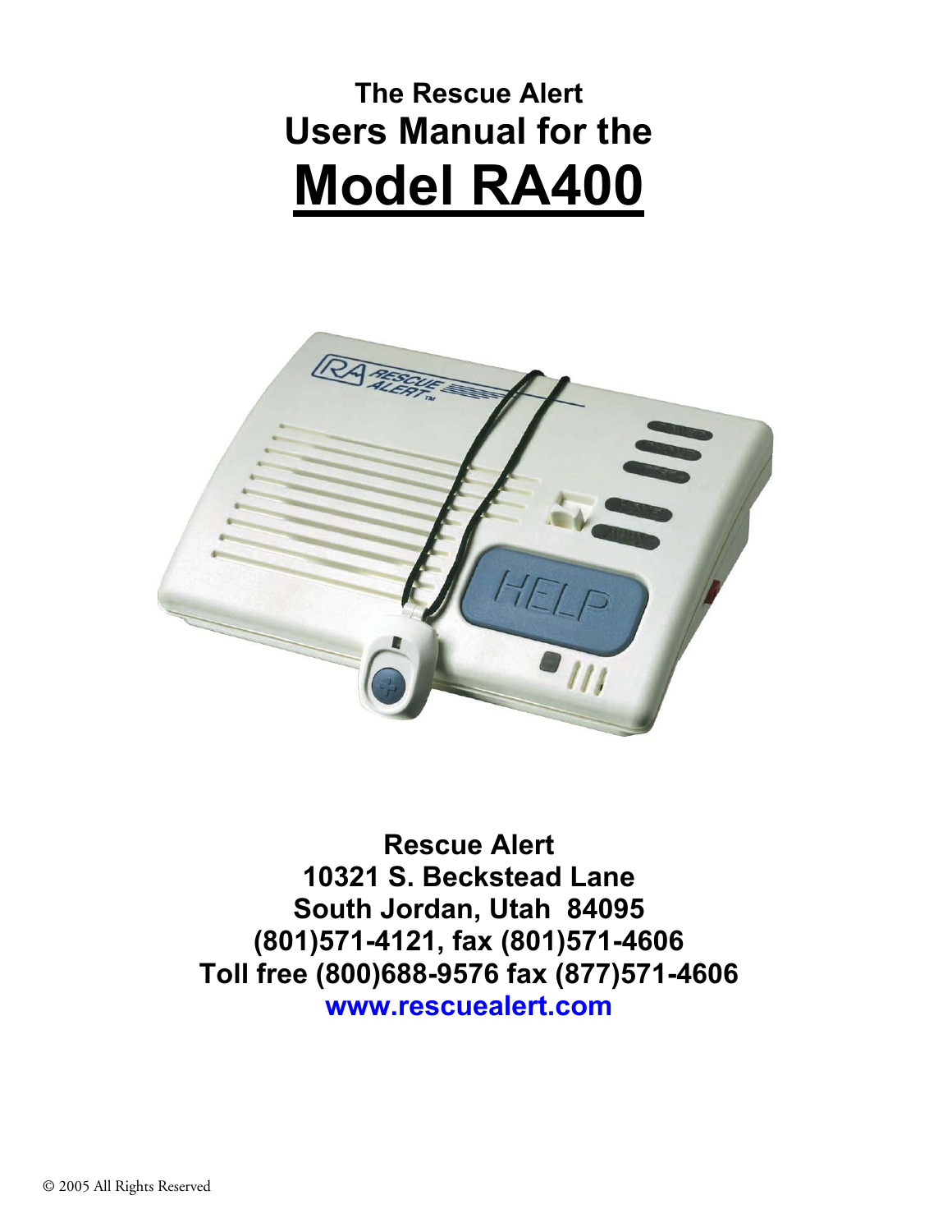# The Rescue Alert
# Users Manual for the
# Model RA400

**Rescue Alert**
**10321 S. Beckstead Lane**
**South Jordan, Utah 84095**
**(801)571-4121, fax (801)571-4606**
**Toll free (800)688-9576 fax (877)571-4606**
**www.rescuealert.com**

© 2005 All Rights Reserved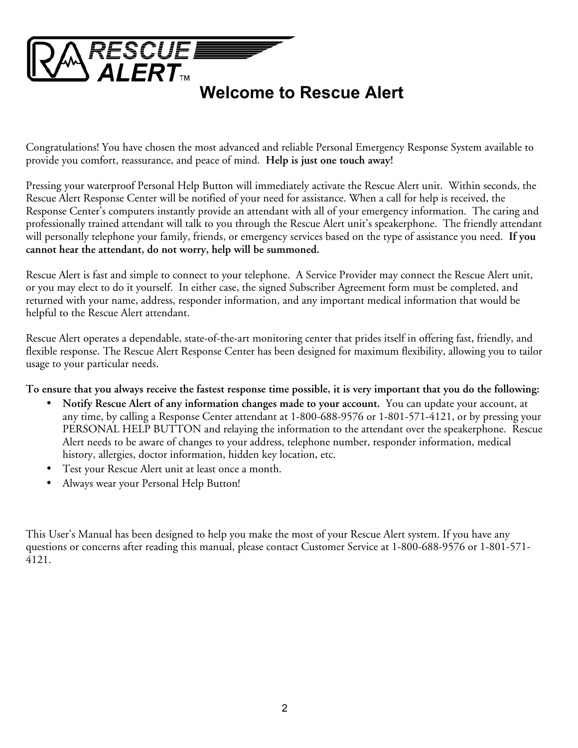# Welcome to Rescue Alert

Congratulations! You have chosen the most advanced and reliable Personal Emergency Response System available to provide you comfort, reassurance, and peace of mind. **Help is just one touch away!**

Pressing your waterproof Personal Help Button will immediately activate the Rescue Alert unit. Within seconds, the Rescue Alert Response Center will be notified of your need for assistance. When a call for help is received, the Response Center's computers instantly provide an attendant with all of your emergency information. The caring and professionally trained attendant will talk to you through the Rescue Alert unit's speakerphone. The friendly attendant will personally telephone your family, friends, or emergency services based on the type of assistance you need. **If you cannot hear the attendant, do not worry, help will be summoned.**

Rescue Alert is fast and simple to connect to your telephone. A Service Provider may connect the Rescue Alert unit, or you may elect to do it yourself. In either case, the signed Subscriber Agreement form must be completed, and returned with your name, address, responder information, and any important medical information that would be helpful to the Rescue Alert attendant.

Rescue Alert operates a dependable, state-of-the-art monitoring center that prides itself in offering fast, friendly, and flexible response. The Rescue Alert Response Center has been designed for maximum flexibility, allowing you to tailor usage to your particular needs.

**To ensure that you always receive the fastest response time possible, it is very important that you do the following:**

- **Notify Rescue Alert of any information changes made to your account.** You can update your account, at any time, by calling a Response Center attendant at 1-800-688-9576 or 1-801-571-4121, or by pressing your PERSONAL HELP BUTTON and relaying the information to the attendant over the speakerphone. Rescue Alert needs to be aware of changes to your address, telephone number, responder information, medical history, allergies, doctor information, hidden key location, etc.
- Test your Rescue Alert unit at least once a month.
- Always wear your Personal Help Button!

This User's Manual has been designed to help you make the most of your Rescue Alert system. If you have any questions or concerns after reading this manual, please contact Customer Service at 1-800-688-9576 or 1-801-571-4121.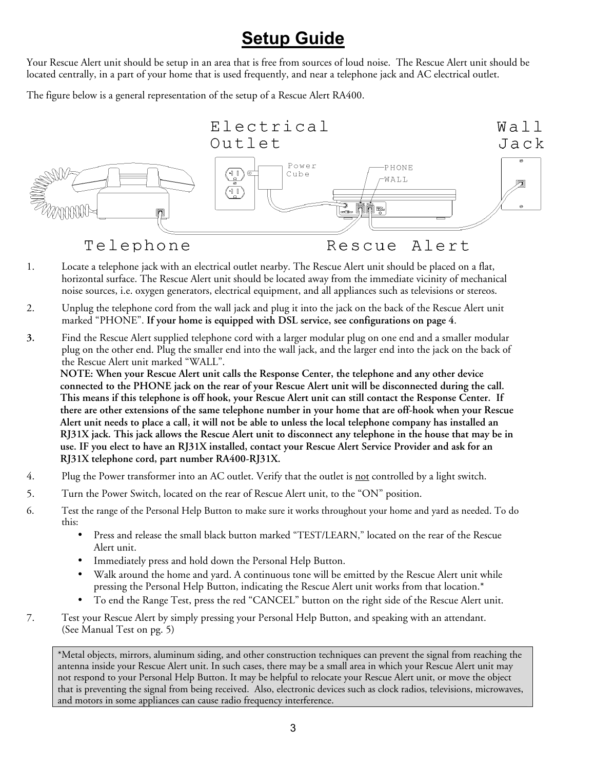# Setup Guide

Your Rescue Alert unit should be setup in an area that is free from sources of loud noise. The Rescue Alert unit should be located centrally, in a part of your home that is used frequently, and near a telephone jack and AC electrical outlet.

The figure below is a general representation of the setup of a Rescue Alert RA400.

Electrical Outlet
Wall Jack
Power Cube
PHONE
WALL
Telephone
Rescue Alert

1. Locate a telephone jack with an electrical outlet nearby. The Rescue Alert unit should be placed on a flat, horizontal surface. The Rescue Alert unit should be located away from the immediate vicinity of mechanical noise sources, i.e. oxygen generators, electrical equipment, and all appliances such as televisions or stereos.

2. Unplug the telephone cord from the wall jack and plug it into the jack on the back of the Rescue Alert unit marked "PHONE". **If your home is equipped with DSL service, see configurations on page 4**.

3. Find the Rescue Alert supplied telephone cord with a larger modular plug on one end and a smaller modular plug on the other end. Plug the smaller end into the wall jack, and the larger end into the jack on the back of the Rescue Alert unit marked "WALL".
   **NOTE: When your Rescue Alert unit calls the Response Center, the telephone and any other device connected to the PHONE jack on the rear of your Rescue Alert unit will be disconnected during the call. This means if this telephone is off hook, your Rescue Alert unit can still contact the Response Center. If there are other extensions of the same telephone number in your home that are off-hook when your Rescue Alert unit needs to place a call, it will not be able to unless the local telephone company has installed an RJ31X jack. This jack allows the Rescue Alert unit to disconnect any telephone in the house that may be in use. IF you elect to have an RJ31X installed, contact your Rescue Alert Service Provider and ask for an RJ31X telephone cord, part number RA400-RJ31X.**

4. Plug the Power transformer into an AC outlet. Verify that the outlet is <u>not</u> controlled by a light switch.

5. Turn the Power Switch, located on the rear of Rescue Alert unit, to the "ON" position.

6. Test the range of the Personal Help Button to make sure it works throughout your home and yard as needed. To do this:
   - Press and release the small black button marked "TEST/LEARN," located on the rear of the Rescue Alert unit.
   - Immediately press and hold down the Personal Help Button.
   - Walk around the home and yard. A continuous tone will be emitted by the Rescue Alert unit while pressing the Personal Help Button, indicating the Rescue Alert unit works from that location.*
   - To end the Range Test, press the red "CANCEL" button on the right side of the Rescue Alert unit.

7. Test your Rescue Alert by simply pressing your Personal Help Button, and speaking with an attendant. (See Manual Test on pg. 5)

*Metal objects, mirrors, aluminum siding, and other construction techniques can prevent the signal from reaching the antenna inside your Rescue Alert unit. In such cases, there may be a small area in which your Rescue Alert unit may not respond to your Personal Help Button. It may be helpful to relocate your Rescue Alert unit, or move the object that is preventing the signal from being received. Also, electronic devices such as clock radios, televisions, microwaves, and motors in some appliances can cause radio frequency interference.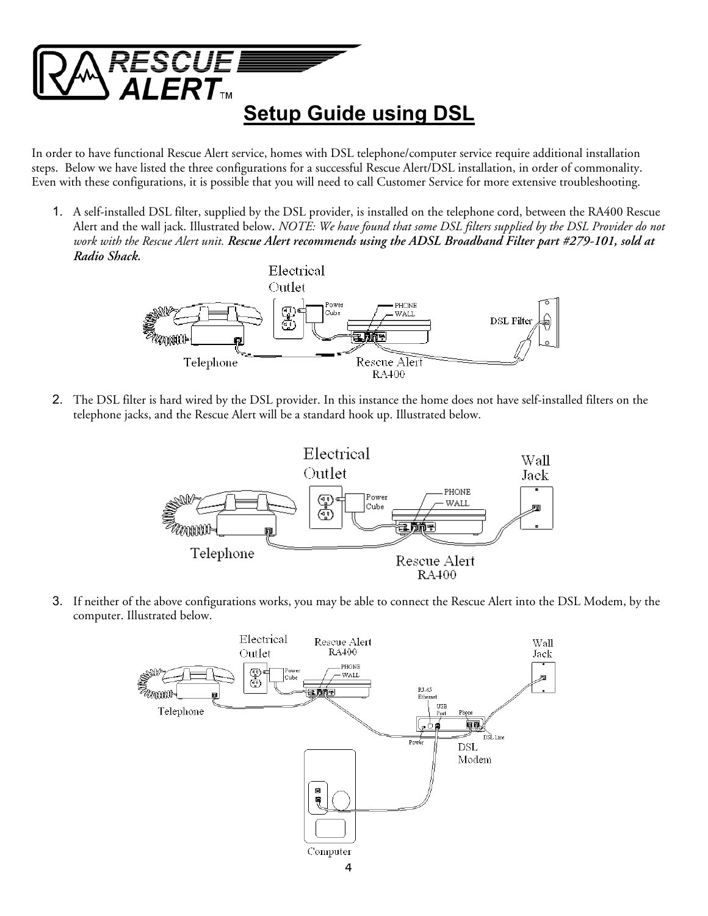# Setup Guide using DSL

In order to have functional Rescue Alert service, homes with DSL telephone/computer service require additional installation steps. Below we have listed the three configurations for a successful Rescue Alert/DSL installation, in order of commonality. Even with these configurations, it is possible that you will need to call Customer Service for more extensive troubleshooting.

1. A self-installed DSL filter, supplied by the DSL provider, is installed on the telephone cord, between the RA400 Rescue Alert and the wall jack. Illustrated below. *NOTE: We have found that some DSL filters supplied by the DSL Provider do not work with the Rescue Alert unit.* ***Rescue Alert recommends using the ADSL Broadband Filter part #279-101, sold at Radio Shack.***

2. The DSL filter is hard wired by the DSL provider. In this instance the home does not have self-installed filters on the telephone jacks, and the Rescue Alert will be a standard hook up. Illustrated below.

3. If neither of the above configurations works, you may be able to connect the Rescue Alert into the DSL Modem, by the computer. Illustrated below.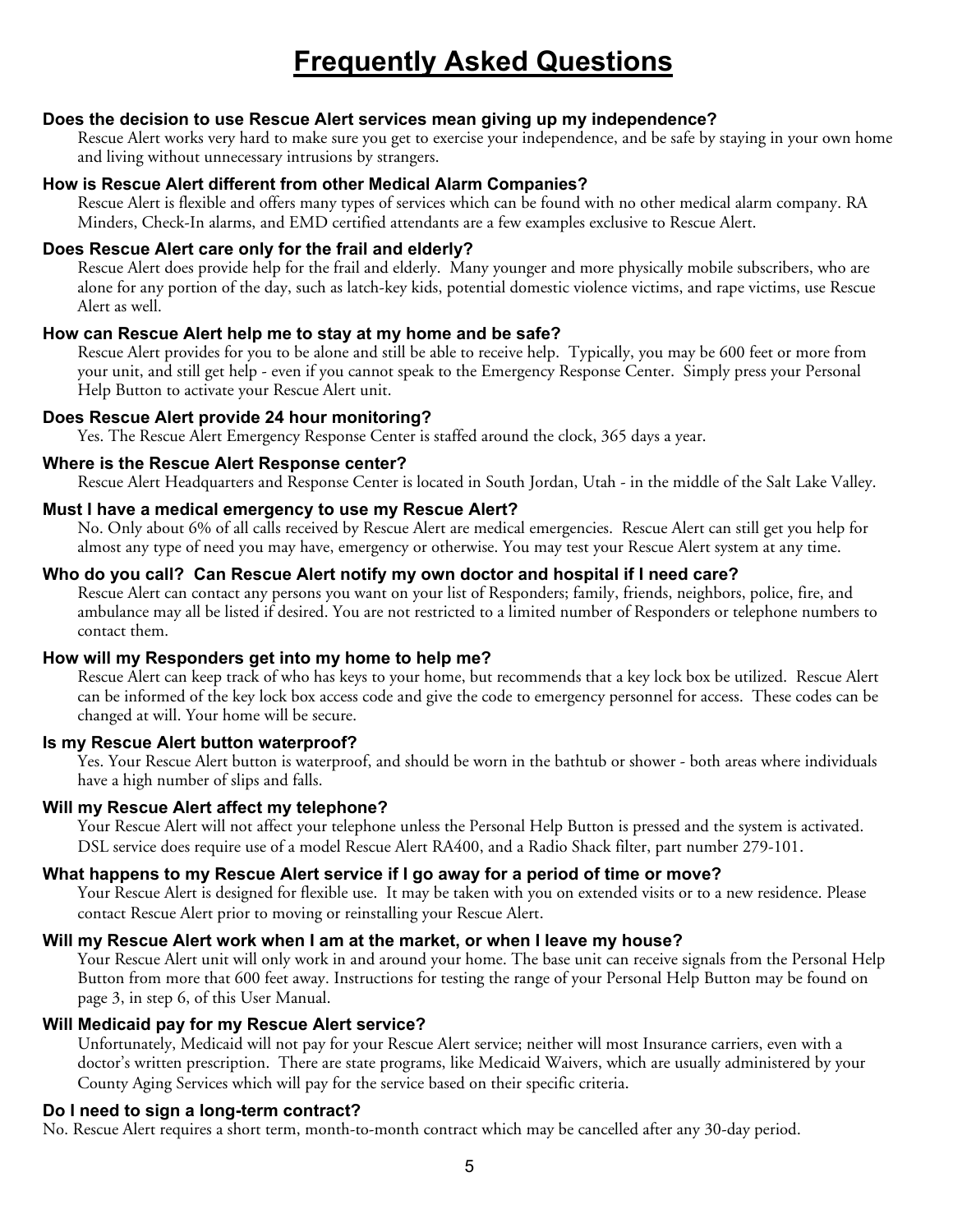# Frequently Asked Questions

**Does the decision to use Rescue Alert services mean giving up my independence?**

Rescue Alert works very hard to make sure you get to exercise your independence, and be safe by staying in your own home and living without unnecessary intrusions by strangers.

**How is Rescue Alert different from other Medical Alarm Companies?**

Rescue Alert is flexible and offers many types of services which can be found with no other medical alarm company. RA Minders, Check-In alarms, and EMD certified attendants are a few examples exclusive to Rescue Alert.

**Does Rescue Alert care only for the frail and elderly?**

Rescue Alert does provide help for the frail and elderly. Many younger and more physically mobile subscribers, who are alone for any portion of the day, such as latch-key kids, potential domestic violence victims, and rape victims, use Rescue Alert as well.

**How can Rescue Alert help me to stay at my home and be safe?**

Rescue Alert provides for you to be alone and still be able to receive help. Typically, you may be 600 feet or more from your unit, and still get help - even if you cannot speak to the Emergency Response Center. Simply press your Personal Help Button to activate your Rescue Alert unit.

**Does Rescue Alert provide 24 hour monitoring?**

Yes. The Rescue Alert Emergency Response Center is staffed around the clock, 365 days a year.

**Where is the Rescue Alert Response center?**

Rescue Alert Headquarters and Response Center is located in South Jordan, Utah - in the middle of the Salt Lake Valley.

**Must I have a medical emergency to use my Rescue Alert?**

No. Only about 6% of all calls received by Rescue Alert are medical emergencies. Rescue Alert can still get you help for almost any type of need you may have, emergency or otherwise. You may test your Rescue Alert system at any time.

**Who do you call? Can Rescue Alert notify my own doctor and hospital if I need care?**

Rescue Alert can contact any persons you want on your list of Responders; family, friends, neighbors, police, fire, and ambulance may all be listed if desired. You are not restricted to a limited number of Responders or telephone numbers to contact them.

**How will my Responders get into my home to help me?**

Rescue Alert can keep track of who has keys to your home, but recommends that a key lock box be utilized. Rescue Alert can be informed of the key lock box access code and give the code to emergency personnel for access. These codes can be changed at will. Your home will be secure.

**Is my Rescue Alert button waterproof?**

Yes. Your Rescue Alert button is waterproof, and should be worn in the bathtub or shower - both areas where individuals have a high number of slips and falls.

**Will my Rescue Alert affect my telephone?**

Your Rescue Alert will not affect your telephone unless the Personal Help Button is pressed and the system is activated. DSL service does require use of a model Rescue Alert RA400, and a Radio Shack filter, part number 279-101.

**What happens to my Rescue Alert service if I go away for a period of time or move?**

Your Rescue Alert is designed for flexible use. It may be taken with you on extended visits or to a new residence. Please contact Rescue Alert prior to moving or reinstalling your Rescue Alert.

**Will my Rescue Alert work when I am at the market, or when I leave my house?**

Your Rescue Alert unit will only work in and around your home. The base unit can receive signals from the Personal Help Button from more that 600 feet away. Instructions for testing the range of your Personal Help Button may be found on page 3, in step 6, of this User Manual.

**Will Medicaid pay for my Rescue Alert service?**

Unfortunately, Medicaid will not pay for your Rescue Alert service; neither will most Insurance carriers, even with a doctor's written prescription. There are state programs, like Medicaid Waivers, which are usually administered by your County Aging Services which will pay for the service based on their specific criteria.

**Do I need to sign a long-term contract?**

No. Rescue Alert requires a short term, month-to-month contract which may be cancelled after any 30-day period.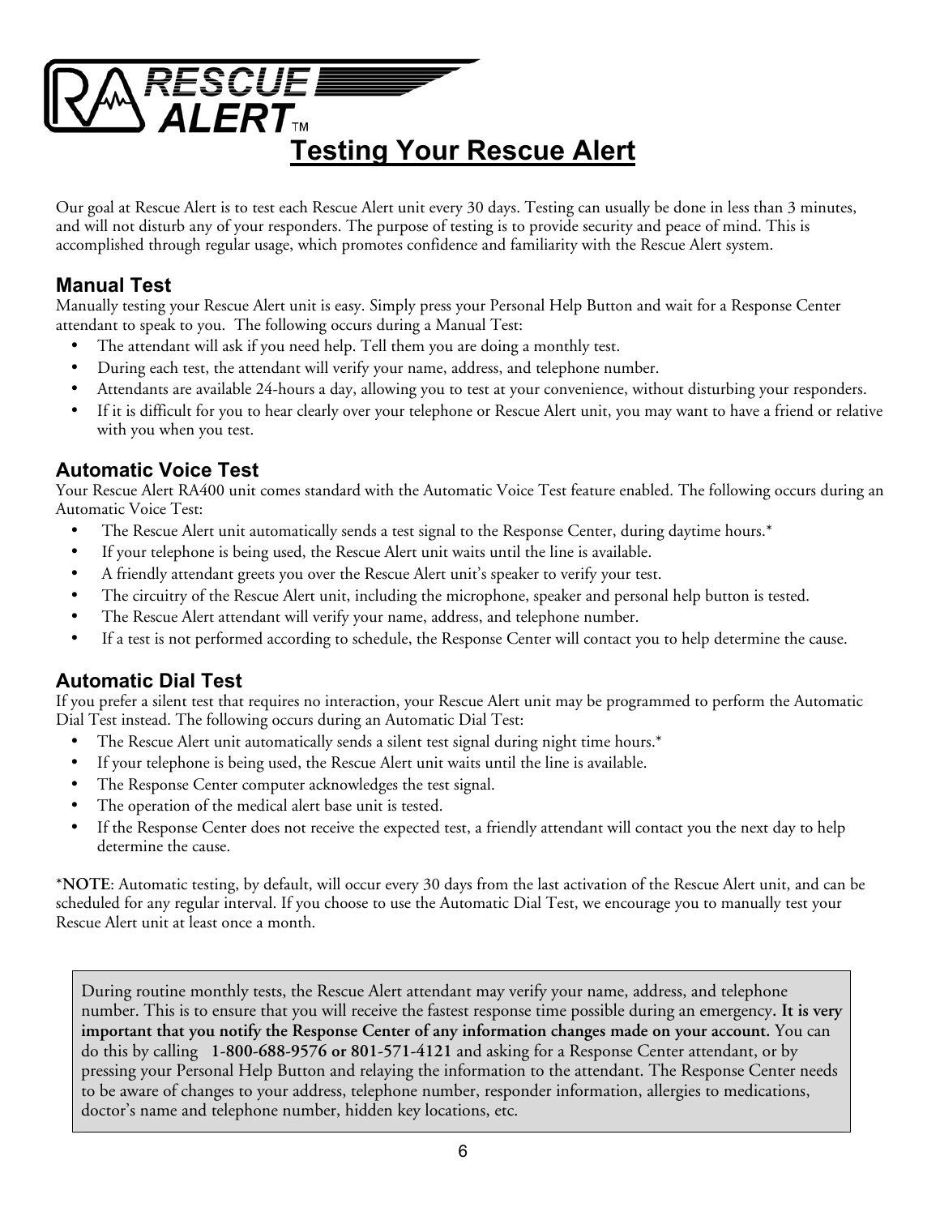# Testing Your Rescue Alert

Our goal at Rescue Alert is to test each Rescue Alert unit every 30 days. Testing can usually be done in less than 3 minutes, and will not disturb any of your responders. The purpose of testing is to provide security and peace of mind. This is accomplished through regular usage, which promotes confidence and familiarity with the Rescue Alert system.

## Manual Test

Manually testing your Rescue Alert unit is easy. Simply press your Personal Help Button and wait for a Response Center attendant to speak to you. The following occurs during a Manual Test:

- The attendant will ask if you need help. Tell them you are doing a monthly test.
- During each test, the attendant will verify your name, address, and telephone number.
- Attendants are available 24-hours a day, allowing you to test at your convenience, without disturbing your responders.
- If it is difficult for you to hear clearly over your telephone or Rescue Alert unit, you may want to have a friend or relative with you when you test.

## Automatic Voice Test

Your Rescue Alert RA400 unit comes standard with the Automatic Voice Test feature enabled. The following occurs during an Automatic Voice Test:

- The Rescue Alert unit automatically sends a test signal to the Response Center, during daytime hours.*
- If your telephone is being used, the Rescue Alert unit waits until the line is available.
- A friendly attendant greets you over the Rescue Alert unit's speaker to verify your test.
- The circuitry of the Rescue Alert unit, including the microphone, speaker and personal help button is tested.
- The Rescue Alert attendant will verify your name, address, and telephone number.
- If a test is not performed according to schedule, the Response Center will contact you to help determine the cause.

## Automatic Dial Test

If you prefer a silent test that requires no interaction, your Rescue Alert unit may be programmed to perform the Automatic Dial Test instead. The following occurs during an Automatic Dial Test:

- The Rescue Alert unit automatically sends a silent test signal during night time hours.*
- If your telephone is being used, the Rescue Alert unit waits until the line is available.
- The Response Center computer acknowledges the test signal.
- The operation of the medical alert base unit is tested.
- If the Response Center does not receive the expected test, a friendly attendant will contact you the next day to help determine the cause.

***NOTE**: Automatic testing, by default, will occur every 30 days from the last activation of the Rescue Alert unit, and can be scheduled for any regular interval. If you choose to use the Automatic Dial Test, we encourage you to manually test your Rescue Alert unit at least once a month.

During routine monthly tests, the Rescue Alert attendant may verify your name, address, and telephone number. This is to ensure that you will receive the fastest response time possible during an emergency**. It is very important that you notify the Response Center of any information changes made on your account.** You can do this by calling **1-800-688-9576 or 801-571-4121** and asking for a Response Center attendant, or by pressing your Personal Help Button and relaying the information to the attendant. The Response Center needs to be aware of changes to your address, telephone number, responder information, allergies to medications, doctor's name and telephone number, hidden key locations, etc.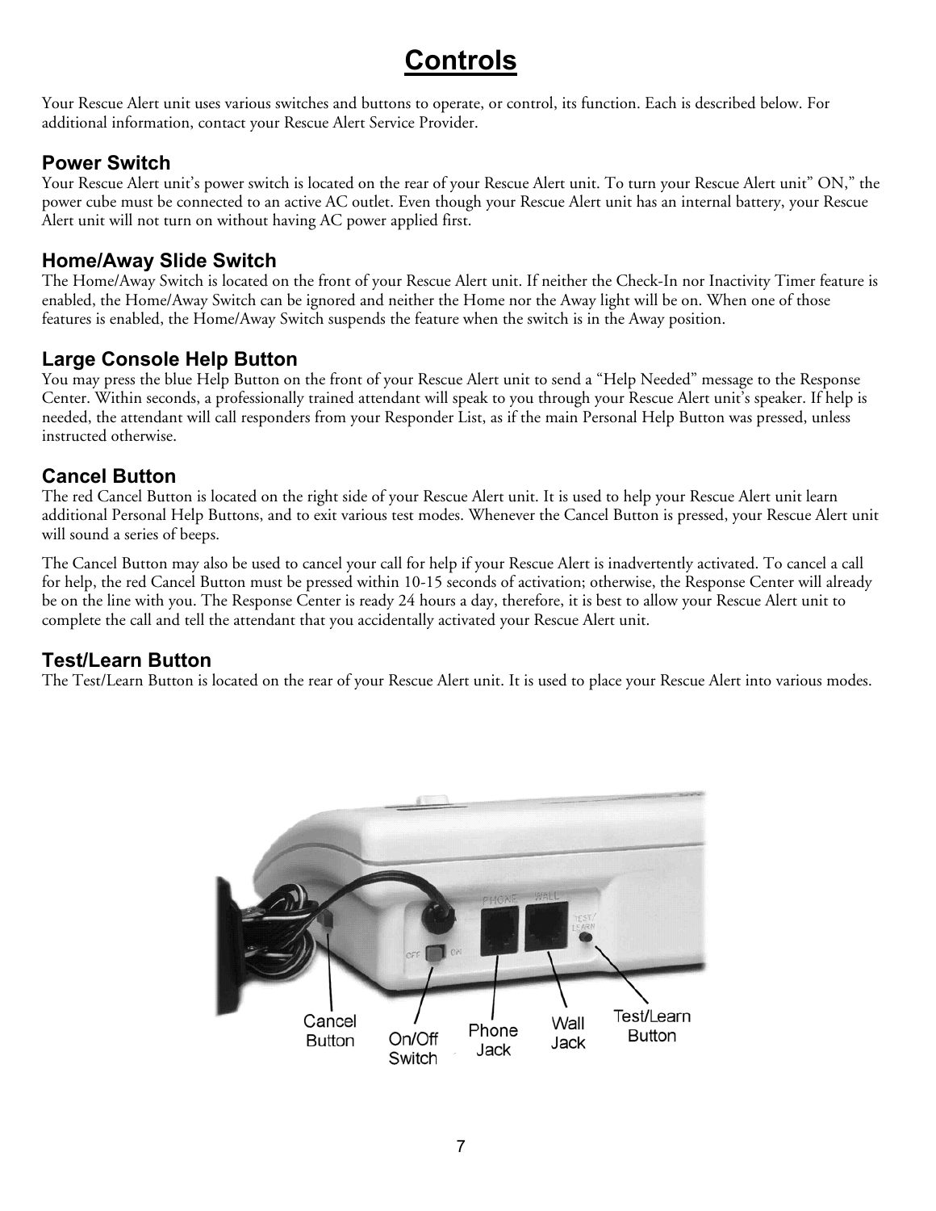# Controls

Your Rescue Alert unit uses various switches and buttons to operate, or control, its function. Each is described below. For additional information, contact your Rescue Alert Service Provider.

## Power Switch

Your Rescue Alert unit's power switch is located on the rear of your Rescue Alert unit. To turn your Rescue Alert unit" ON," the power cube must be connected to an active AC outlet. Even though your Rescue Alert unit has an internal battery, your Rescue Alert unit will not turn on without having AC power applied first.

## Home/Away Slide Switch

The Home/Away Switch is located on the front of your Rescue Alert unit. If neither the Check-In nor Inactivity Timer feature is enabled, the Home/Away Switch can be ignored and neither the Home nor the Away light will be on. When one of those features is enabled, the Home/Away Switch suspends the feature when the switch is in the Away position.

## Large Console Help Button

You may press the blue Help Button on the front of your Rescue Alert unit to send a "Help Needed" message to the Response Center. Within seconds, a professionally trained attendant will speak to you through your Rescue Alert unit's speaker. If help is needed, the attendant will call responders from your Responder List, as if the main Personal Help Button was pressed, unless instructed otherwise.

## Cancel Button

The red Cancel Button is located on the right side of your Rescue Alert unit. It is used to help your Rescue Alert unit learn additional Personal Help Buttons, and to exit various test modes. Whenever the Cancel Button is pressed, your Rescue Alert unit will sound a series of beeps.

The Cancel Button may also be used to cancel your call for help if your Rescue Alert is inadvertently activated. To cancel a call for help, the red Cancel Button must be pressed within 10-15 seconds of activation; otherwise, the Response Center will already be on the line with you. The Response Center is ready 24 hours a day, therefore, it is best to allow your Rescue Alert unit to complete the call and tell the attendant that you accidentally activated your Rescue Alert unit.

## Test/Learn Button

The Test/Learn Button is located on the rear of your Rescue Alert unit. It is used to place your Rescue Alert into various modes.

Cancel Button | On/Off Switch | Phone Jack | Wall Jack | Test/Learn Button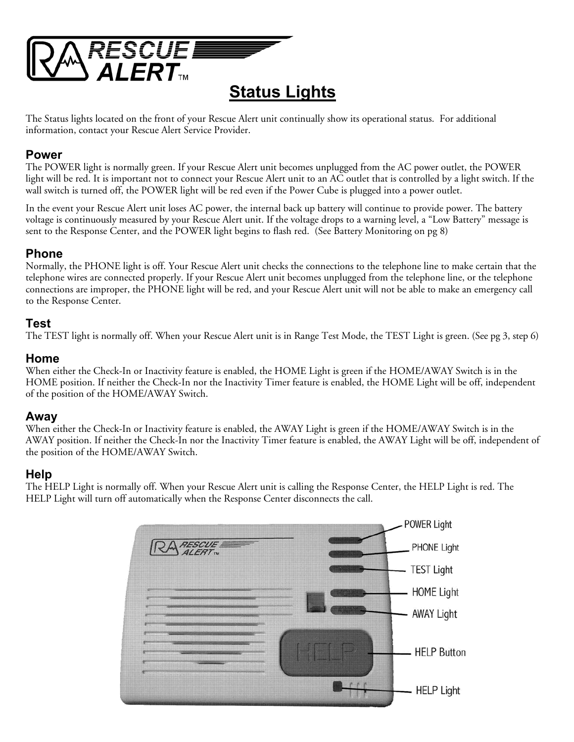# Status Lights

The Status lights located on the front of your Rescue Alert unit continually show its operational status. For additional information, contact your Rescue Alert Service Provider.

## Power

The POWER light is normally green. If your Rescue Alert unit becomes unplugged from the AC power outlet, the POWER light will be red. It is important not to connect your Rescue Alert unit to an AC outlet that is controlled by a light switch. If the wall switch is turned off, the POWER light will be red even if the Power Cube is plugged into a power outlet.

In the event your Rescue Alert unit loses AC power, the internal back up battery will continue to provide power. The battery voltage is continuously measured by your Rescue Alert unit. If the voltage drops to a warning level, a "Low Battery" message is sent to the Response Center, and the POWER light begins to flash red. (See Battery Monitoring on pg 8)

## Phone

Normally, the PHONE light is off. Your Rescue Alert unit checks the connections to the telephone line to make certain that the telephone wires are connected properly. If your Rescue Alert unit becomes unplugged from the telephone line, or the telephone connections are improper, the PHONE light will be red, and your Rescue Alert unit will not be able to make an emergency call to the Response Center.

## Test

The TEST light is normally off. When your Rescue Alert unit is in Range Test Mode, the TEST Light is green. (See pg 3, step 6)

## Home

When either the Check-In or Inactivity feature is enabled, the HOME Light is green if the HOME/AWAY Switch is in the HOME position. If neither the Check-In nor the Inactivity Timer feature is enabled, the HOME Light will be off, independent of the position of the HOME/AWAY Switch.

## Away

When either the Check-In or Inactivity feature is enabled, the AWAY Light is green if the HOME/AWAY Switch is in the AWAY position. If neither the Check-In nor the Inactivity Timer feature is enabled, the AWAY Light will be off, independent of the position of the HOME/AWAY Switch.

## Help

The HELP Light is normally off. When your Rescue Alert unit is calling the Response Center, the HELP Light is red. The HELP Light will turn off automatically when the Response Center disconnects the call.

POWER Light

PHONE Light

TEST Light

HOME Light

AWAY Light

HELP Button

HELP Light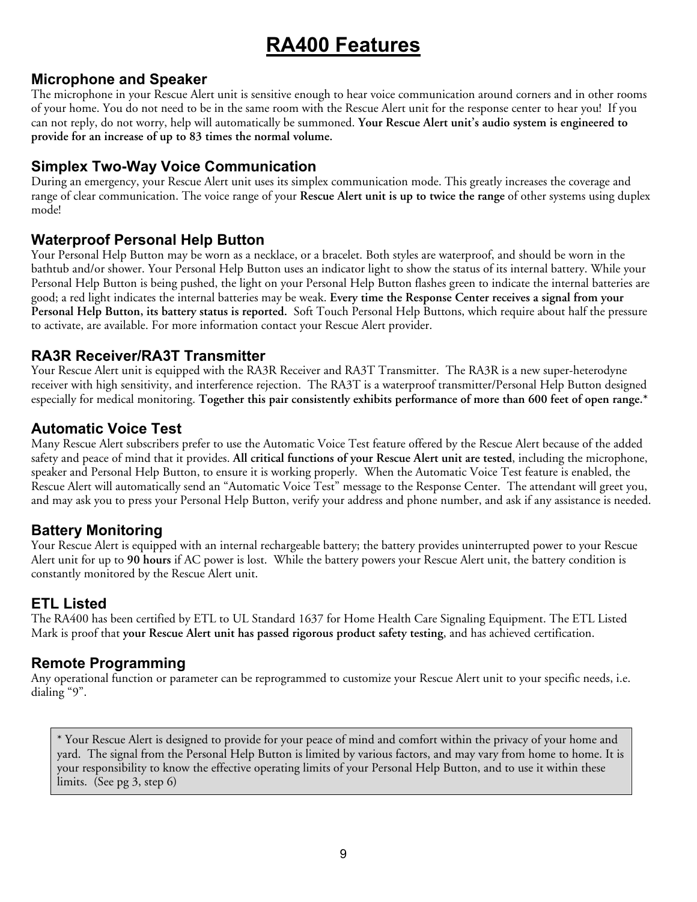# RA400 Features

## Microphone and Speaker

The microphone in your Rescue Alert unit is sensitive enough to hear voice communication around corners and in other rooms of your home. You do not need to be in the same room with the Rescue Alert unit for the response center to hear you! If you can not reply, do not worry, help will automatically be summoned. **Your Rescue Alert unit's audio system is engineered to provide for an increase of up to 83 times the normal volume.**

## Simplex Two-Way Voice Communication

During an emergency, your Rescue Alert unit uses its simplex communication mode. This greatly increases the coverage and range of clear communication. The voice range of your **Rescue Alert unit is up to twice the range** of other systems using duplex mode!

## Waterproof Personal Help Button

Your Personal Help Button may be worn as a necklace, or a bracelet. Both styles are waterproof, and should be worn in the bathtub and/or shower. Your Personal Help Button uses an indicator light to show the status of its internal battery. While your Personal Help Button is being pushed, the light on your Personal Help Button flashes green to indicate the internal batteries are good; a red light indicates the internal batteries may be weak. **Every time the Response Center receives a signal from your Personal Help Button, its battery status is reported.** Soft Touch Personal Help Buttons, which require about half the pressure to activate, are available. For more information contact your Rescue Alert provider.

## RA3R Receiver/RA3T Transmitter

Your Rescue Alert unit is equipped with the RA3R Receiver and RA3T Transmitter. The RA3R is a new super-heterodyne receiver with high sensitivity, and interference rejection. The RA3T is a waterproof transmitter/Personal Help Button designed especially for medical monitoring. **Together this pair consistently exhibits performance of more than 600 feet of open range.***

## Automatic Voice Test

Many Rescue Alert subscribers prefer to use the Automatic Voice Test feature offered by the Rescue Alert because of the added safety and peace of mind that it provides. **All critical functions of your Rescue Alert unit are tested**, including the microphone, speaker and Personal Help Button, to ensure it is working properly. When the Automatic Voice Test feature is enabled, the Rescue Alert will automatically send an "Automatic Voice Test" message to the Response Center. The attendant will greet you, and may ask you to press your Personal Help Button, verify your address and phone number, and ask if any assistance is needed.

## Battery Monitoring

Your Rescue Alert is equipped with an internal rechargeable battery; the battery provides uninterrupted power to your Rescue Alert unit for up to **90 hours** if AC power is lost. While the battery powers your Rescue Alert unit, the battery condition is constantly monitored by the Rescue Alert unit.

## ETL Listed

The RA400 has been certified by ETL to UL Standard 1637 for Home Health Care Signaling Equipment. The ETL Listed Mark is proof that **your Rescue Alert unit has passed rigorous product safety testing**, and has achieved certification.

## Remote Programming

Any operational function or parameter can be reprogrammed to customize your Rescue Alert unit to your specific needs, i.e. dialing "9".

> * Your Rescue Alert is designed to provide for your peace of mind and comfort within the privacy of your home and yard. The signal from the Personal Help Button is limited by various factors, and may vary from home to home. It is your responsibility to know the effective operating limits of your Personal Help Button, and to use it within these limits. (See pg 3, step 6)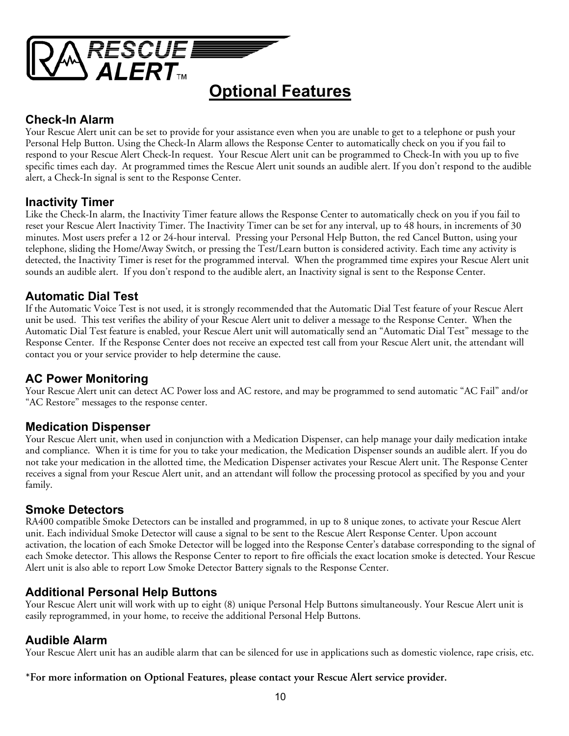# Optional Features

## Check-In Alarm

Your Rescue Alert unit can be set to provide for your assistance even when you are unable to get to a telephone or push your Personal Help Button. Using the Check-In Alarm allows the Response Center to automatically check on you if you fail to respond to your Rescue Alert Check-In request. Your Rescue Alert unit can be programmed to Check-In with you up to five specific times each day. At programmed times the Rescue Alert unit sounds an audible alert. If you don't respond to the audible alert, a Check-In signal is sent to the Response Center.

## Inactivity Timer

Like the Check-In alarm, the Inactivity Timer feature allows the Response Center to automatically check on you if you fail to reset your Rescue Alert Inactivity Timer. The Inactivity Timer can be set for any interval, up to 48 hours, in increments of 30 minutes. Most users prefer a 12 or 24-hour interval. Pressing your Personal Help Button, the red Cancel Button, using your telephone, sliding the Home/Away Switch, or pressing the Test/Learn button is considered activity. Each time any activity is detected, the Inactivity Timer is reset for the programmed interval. When the programmed time expires your Rescue Alert unit sounds an audible alert. If you don't respond to the audible alert, an Inactivity signal is sent to the Response Center.

## Automatic Dial Test

If the Automatic Voice Test is not used, it is strongly recommended that the Automatic Dial Test feature of your Rescue Alert unit be used. This test verifies the ability of your Rescue Alert unit to deliver a message to the Response Center. When the Automatic Dial Test feature is enabled, your Rescue Alert unit will automatically send an "Automatic Dial Test" message to the Response Center. If the Response Center does not receive an expected test call from your Rescue Alert unit, the attendant will contact you or your service provider to help determine the cause.

## AC Power Monitoring

Your Rescue Alert unit can detect AC Power loss and AC restore, and may be programmed to send automatic "AC Fail" and/or "AC Restore" messages to the response center.

## Medication Dispenser

Your Rescue Alert unit, when used in conjunction with a Medication Dispenser, can help manage your daily medication intake and compliance. When it is time for you to take your medication, the Medication Dispenser sounds an audible alert. If you do not take your medication in the allotted time, the Medication Dispenser activates your Rescue Alert unit. The Response Center receives a signal from your Rescue Alert unit, and an attendant will follow the processing protocol as specified by you and your family.

## Smoke Detectors

RA400 compatible Smoke Detectors can be installed and programmed, in up to 8 unique zones, to activate your Rescue Alert unit. Each individual Smoke Detector will cause a signal to be sent to the Rescue Alert Response Center. Upon account activation, the location of each Smoke Detector will be logged into the Response Center's database corresponding to the signal of each Smoke detector. This allows the Response Center to report to fire officials the exact location smoke is detected. Your Rescue Alert unit is also able to report Low Smoke Detector Battery signals to the Response Center.

## Additional Personal Help Buttons

Your Rescue Alert unit will work with up to eight (8) unique Personal Help Buttons simultaneously. Your Rescue Alert unit is easily reprogrammed, in your home, to receive the additional Personal Help Buttons.

## Audible Alarm

Your Rescue Alert unit has an audible alarm that can be silenced for use in applications such as domestic violence, rape crisis, etc.

**\*For more information on Optional Features, please contact your Rescue Alert service provider.**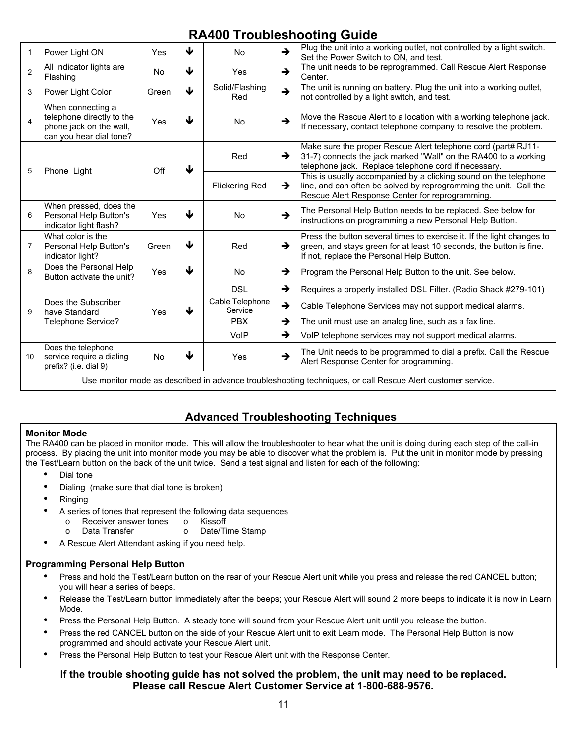# RA400 Troubleshooting Guide

| # | Check | Result | | Result | | Action |
|---|---|---|---|---|---|---|
| 1 | Power Light ON | Yes | ↓ | No | → | Plug the unit into a working outlet, not controlled by a light switch. Set the Power Switch to ON, and test. |
| 2 | All Indicator lights are Flashing | No | ↓ | Yes | → | The unit needs to be reprogrammed. Call Rescue Alert Response Center. |
| 3 | Power Light Color | Green | ↓ | Solid/Flashing Red | → | The unit is running on battery. Plug the unit into a working outlet, not controlled by a light switch, and test. |
| 4 | When connecting a telephone directly to the phone jack on the wall, can you hear dial tone? | Yes | ↓ | No | → | Move the Rescue Alert to a location with a working telephone jack. If necessary, contact telephone company to resolve the problem. |
| 5 | Phone Light | Off | ↓ | Red | → | Make sure the proper Rescue Alert telephone cord (part# RJ11-31-7) connects the jack marked "Wall" on the RA400 to a working telephone jack. Replace telephone cord if necessary. |
| | | | | Flickering Red | → | This is usually accompanied by a clicking sound on the telephone line, and can often be solved by reprogramming the unit. Call the Rescue Alert Response Center for reprogramming. |
| 6 | When pressed, does the Personal Help Button's indicator light flash? | Yes | ↓ | No | → | The Personal Help Button needs to be replaced. See below for instructions on programming a new Personal Help Button. |
| 7 | What color is the Personal Help Button's indicator light? | Green | ↓ | Red | → | Press the button several times to exercise it. If the light changes to green, and stays green for at least 10 seconds, the button is fine. If not, replace the Personal Help Button. |
| 8 | Does the Personal Help Button activate the unit? | Yes | ↓ | No | → | Program the Personal Help Button to the unit. See below. |
| 9 | Does the Subscriber have Standard Telephone Service? | Yes | ↓ | DSL | → | Requires a properly installed DSL Filter. (Radio Shack #279-101) |
| | | | | Cable Telephone Service | → | Cable Telephone Services may not support medical alarms. |
| | | | | PBX | → | The unit must use an analog line, such as a fax line. |
| | | | | VoIP | → | VoIP telephone services may not support medical alarms. |
| 10 | Does the telephone service require a dialing prefix? (i.e. dial 9) | No | ↓ | Yes | → | The Unit needs to be programmed to dial a prefix. Call the Rescue Alert Response Center for programming. |

Use monitor mode as described in advance troubleshooting techniques, or call Rescue Alert customer service.

## Advanced Troubleshooting Techniques

**Monitor Mode**

The RA400 can be placed in monitor mode. This will allow the troubleshooter to hear what the unit is doing during each step of the call-in process. By placing the unit into monitor mode you may be able to discover what the problem is. Put the unit in monitor mode by pressing the Test/Learn button on the back of the unit twice. Send a test signal and listen for each of the following:

- Dial tone
- Dialing (make sure that dial tone is broken)
- Ringing
- A series of tones that represent the following data sequences
  - Receiver answer tones
  - Data Transfer
  - Kissoff
  - Date/Time Stamp
- A Rescue Alert Attendant asking if you need help.

**Programming Personal Help Button**

- Press and hold the Test/Learn button on the rear of your Rescue Alert unit while you press and release the red CANCEL button; you will hear a series of beeps.
- Release the Test/Learn button immediately after the beeps; your Rescue Alert will sound 2 more beeps to indicate it is now in Learn Mode.
- Press the Personal Help Button. A steady tone will sound from your Rescue Alert unit until you release the button.
- Press the red CANCEL button on the side of your Rescue Alert unit to exit Learn mode. The Personal Help Button is now programmed and should activate your Rescue Alert unit.
- Press the Personal Help Button to test your Rescue Alert unit with the Response Center.

**If the trouble shooting guide has not solved the problem, the unit may need to be replaced. Please call Rescue Alert Customer Service at 1-800-688-9576.**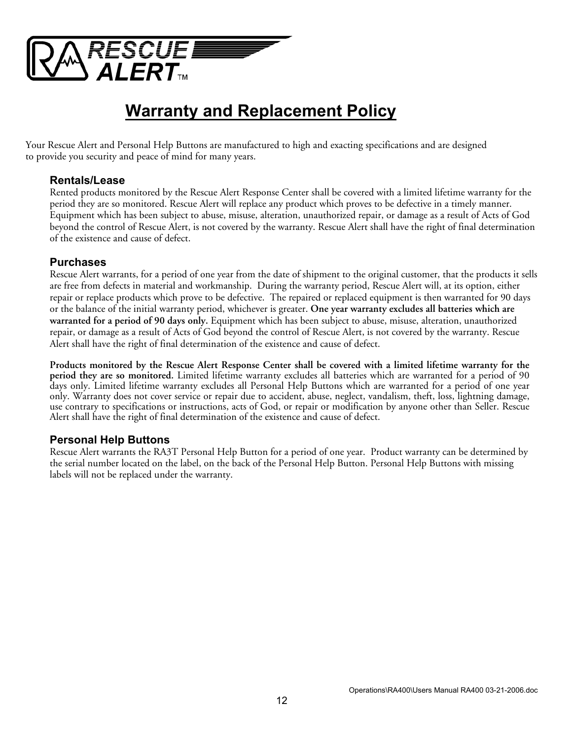RESCUE ALERT™

# Warranty and Replacement Policy

Your Rescue Alert and Personal Help Buttons are manufactured to high and exacting specifications and are designed to provide you security and peace of mind for many years.

### Rentals/Lease

Rented products monitored by the Rescue Alert Response Center shall be covered with a limited lifetime warranty for the period they are so monitored. Rescue Alert will replace any product which proves to be defective in a timely manner. Equipment which has been subject to abuse, misuse, alteration, unauthorized repair, or damage as a result of Acts of God beyond the control of Rescue Alert, is not covered by the warranty. Rescue Alert shall have the right of final determination of the existence and cause of defect.

### Purchases

Rescue Alert warrants, for a period of one year from the date of shipment to the original customer, that the products it sells are free from defects in material and workmanship. During the warranty period, Rescue Alert will, at its option, either repair or replace products which prove to be defective. The repaired or replaced equipment is then warranted for 90 days or the balance of the initial warranty period, whichever is greater. **One year warranty excludes all batteries which are warranted for a period of 90 days only.** Equipment which has been subject to abuse, misuse, alteration, unauthorized repair, or damage as a result of Acts of God beyond the control of Rescue Alert, is not covered by the warranty. Rescue Alert shall have the right of final determination of the existence and cause of defect.

**Products monitored by the Rescue Alert Response Center shall be covered with a limited lifetime warranty for the period they are so monitored.** Limited lifetime warranty excludes all batteries which are warranted for a period of 90 days only. Limited lifetime warranty excludes all Personal Help Buttons which are warranted for a period of one year only. Warranty does not cover service or repair due to accident, abuse, neglect, vandalism, theft, loss, lightning damage, use contrary to specifications or instructions, acts of God, or repair or modification by anyone other than Seller. Rescue Alert shall have the right of final determination of the existence and cause of defect.

### Personal Help Buttons

Rescue Alert warrants the RA3T Personal Help Button for a period of one year. Product warranty can be determined by the serial number located on the label, on the back of the Personal Help Button. Personal Help Buttons with missing labels will not be replaced under the warranty.